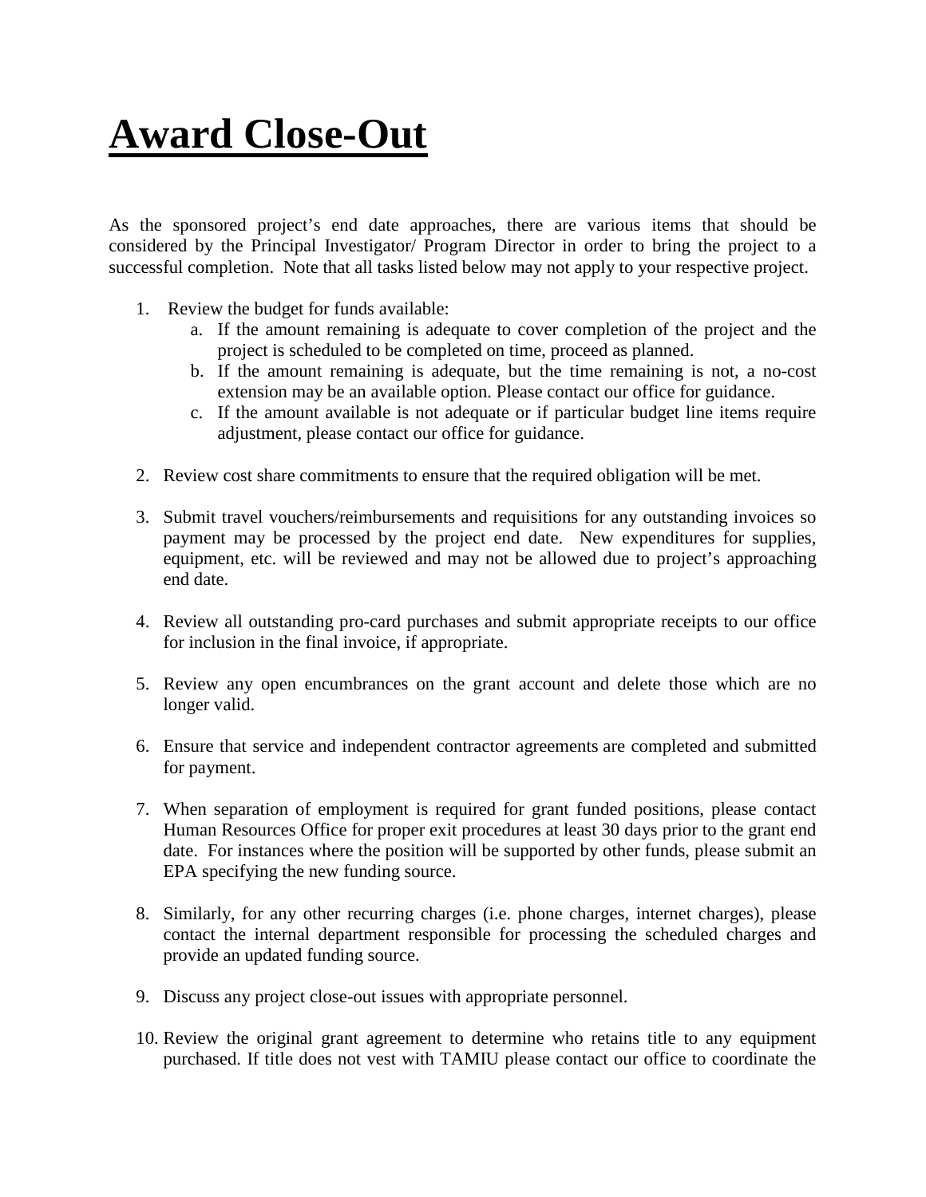# Award Close-Out

As the sponsored project's end date approaches, there are various items that should be considered by the Principal Investigator/ Program Director in order to bring the project to a successful completion. Note that all tasks listed below may not apply to your respective project.

1. Review the budget for funds available:
   a. If the amount remaining is adequate to cover completion of the project and the project is scheduled to be completed on time, proceed as planned.
   b. If the amount remaining is adequate, but the time remaining is not, a no-cost extension may be an available option. Please contact our office for guidance.
   c. If the amount available is not adequate or if particular budget line items require adjustment, please contact our office for guidance.

2. Review cost share commitments to ensure that the required obligation will be met.

3. Submit travel vouchers/reimbursements and requisitions for any outstanding invoices so payment may be processed by the project end date. New expenditures for supplies, equipment, etc. will be reviewed and may not be allowed due to project's approaching end date.

4. Review all outstanding pro-card purchases and submit appropriate receipts to our office for inclusion in the final invoice, if appropriate.

5. Review any open encumbrances on the grant account and delete those which are no longer valid.

6. Ensure that service and independent contractor agreements are completed and submitted for payment.

7. When separation of employment is required for grant funded positions, please contact Human Resources Office for proper exit procedures at least 30 days prior to the grant end date. For instances where the position will be supported by other funds, please submit an EPA specifying the new funding source.

8. Similarly, for any other recurring charges (i.e. phone charges, internet charges), please contact the internal department responsible for processing the scheduled charges and provide an updated funding source.

9. Discuss any project close-out issues with appropriate personnel.

10. Review the original grant agreement to determine who retains title to any equipment purchased. If title does not vest with TAMIU please contact our office to coordinate the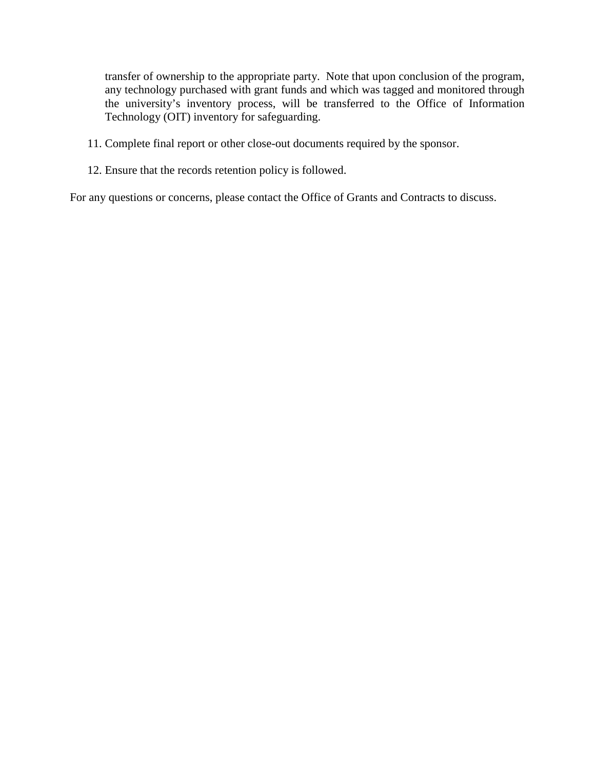transfer of ownership to the appropriate party. Note that upon conclusion of the program, any technology purchased with grant funds and which was tagged and monitored through the university's inventory process, will be transferred to the Office of Information Technology (OIT) inventory for safeguarding.

11. Complete final report or other close-out documents required by the sponsor.

12. Ensure that the records retention policy is followed.

For any questions or concerns, please contact the Office of Grants and Contracts to discuss.